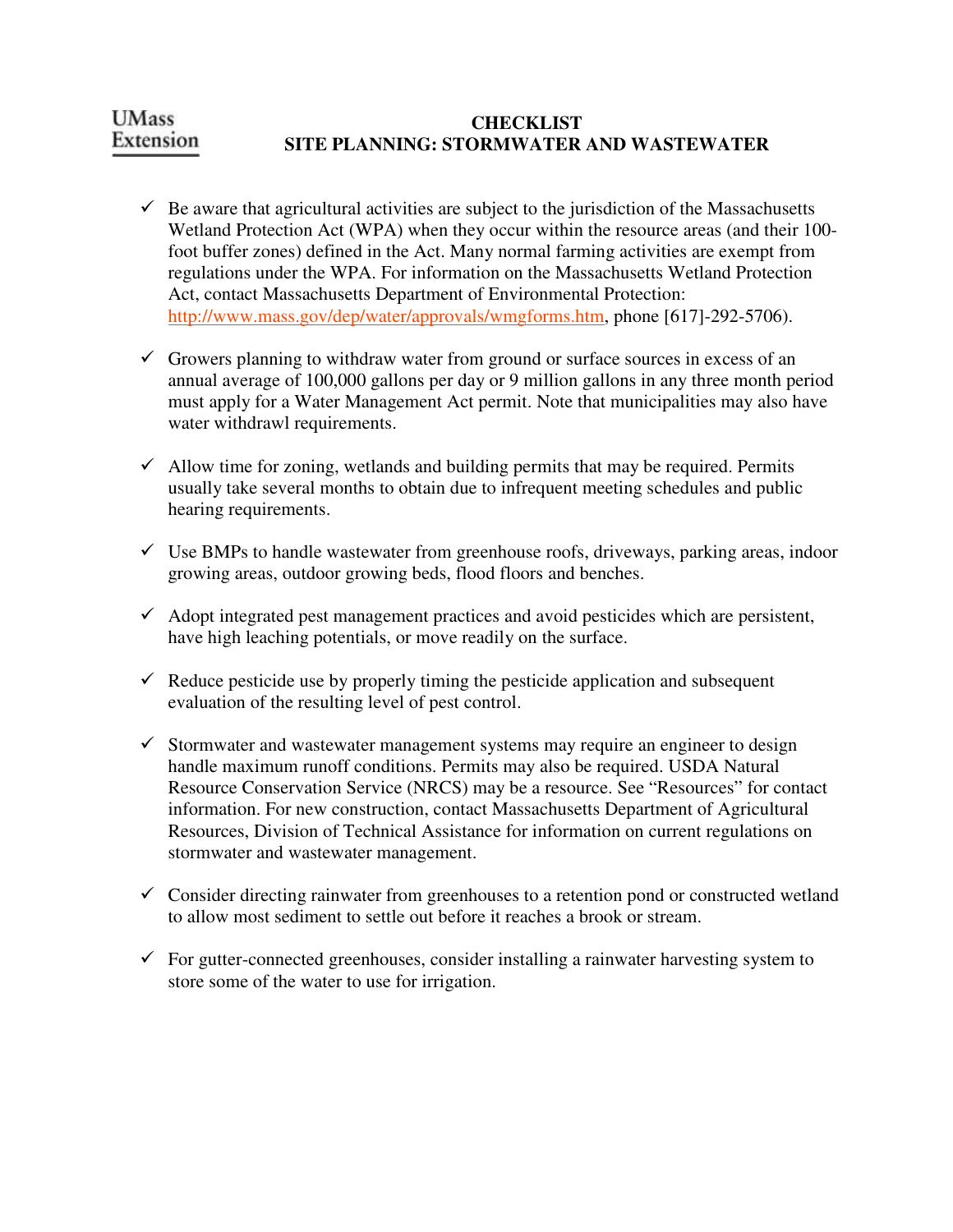UMass Extension

# CHECKLIST
## SITE PLANNING: STORMWATER AND WASTEWATER

- ✓ Be aware that agricultural activities are subject to the jurisdiction of the Massachusetts Wetland Protection Act (WPA) when they occur within the resource areas (and their 100-foot buffer zones) defined in the Act. Many normal farming activities are exempt from regulations under the WPA. For information on the Massachusetts Wetland Protection Act, contact Massachusetts Department of Environmental Protection: http://www.mass.gov/dep/water/approvals/wmgforms.htm, phone [617]-292-5706).

- ✓ Growers planning to withdraw water from ground or surface sources in excess of an annual average of 100,000 gallons per day or 9 million gallons in any three month period must apply for a Water Management Act permit. Note that municipalities may also have water withdrawl requirements.

- ✓ Allow time for zoning, wetlands and building permits that may be required. Permits usually take several months to obtain due to infrequent meeting schedules and public hearing requirements.

- ✓ Use BMPs to handle wastewater from greenhouse roofs, driveways, parking areas, indoor growing areas, outdoor growing beds, flood floors and benches.

- ✓ Adopt integrated pest management practices and avoid pesticides which are persistent, have high leaching potentials, or move readily on the surface.

- ✓ Reduce pesticide use by properly timing the pesticide application and subsequent evaluation of the resulting level of pest control.

- ✓ Stormwater and wastewater management systems may require an engineer to design handle maximum runoff conditions. Permits may also be required. USDA Natural Resource Conservation Service (NRCS) may be a resource. See "Resources" for contact information. For new construction, contact Massachusetts Department of Agricultural Resources, Division of Technical Assistance for information on current regulations on stormwater and wastewater management.

- ✓ Consider directing rainwater from greenhouses to a retention pond or constructed wetland to allow most sediment to settle out before it reaches a brook or stream.

- ✓ For gutter-connected greenhouses, consider installing a rainwater harvesting system to store some of the water to use for irrigation.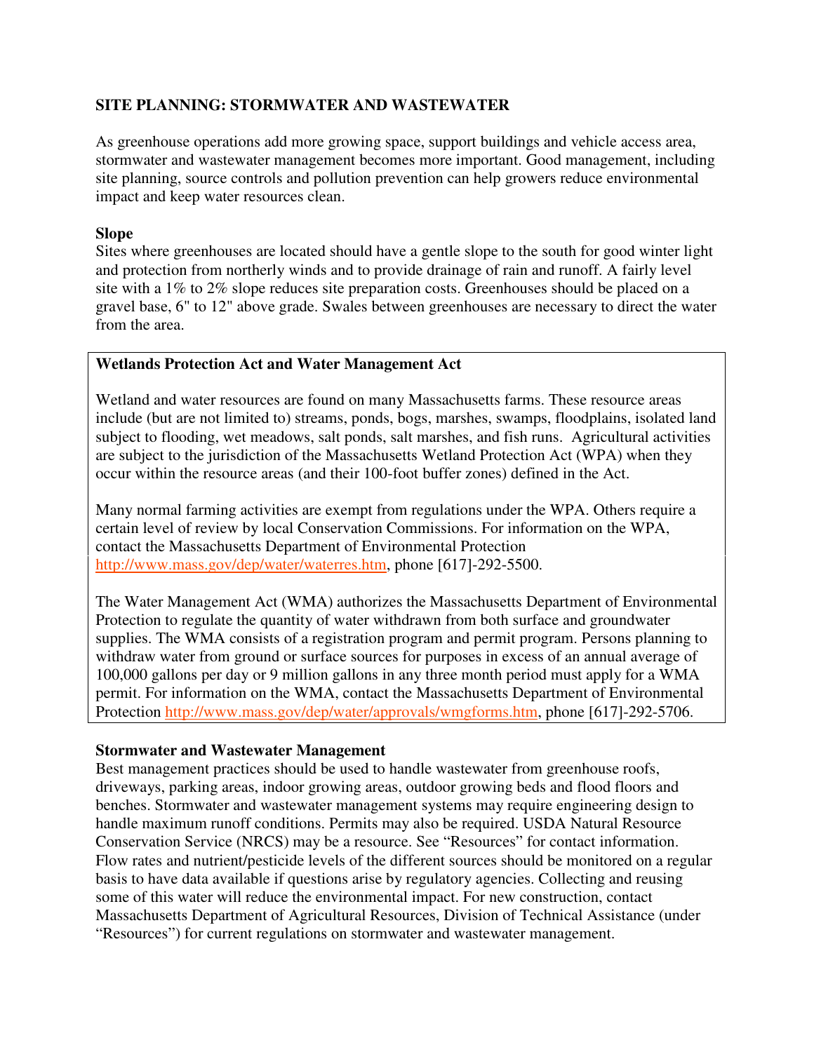## SITE PLANNING: STORMWATER AND WASTEWATER

As greenhouse operations add more growing space, support buildings and vehicle access area, stormwater and wastewater management becomes more important. Good management, including site planning, source controls and pollution prevention can help growers reduce environmental impact and keep water resources clean.

### Slope

Sites where greenhouses are located should have a gentle slope to the south for good winter light and protection from northerly winds and to provide drainage of rain and runoff. A fairly level site with a 1% to 2% slope reduces site preparation costs. Greenhouses should be placed on a gravel base, 6" to 12" above grade. Swales between greenhouses are necessary to direct the water from the area.

### Wetlands Protection Act and Water Management Act

Wetland and water resources are found on many Massachusetts farms. These resource areas include (but are not limited to) streams, ponds, bogs, marshes, swamps, floodplains, isolated land subject to flooding, wet meadows, salt ponds, salt marshes, and fish runs. Agricultural activities are subject to the jurisdiction of the Massachusetts Wetland Protection Act (WPA) when they occur within the resource areas (and their 100-foot buffer zones) defined in the Act.

Many normal farming activities are exempt from regulations under the WPA. Others require a certain level of review by local Conservation Commissions. For information on the WPA, contact the Massachusetts Department of Environmental Protection http://www.mass.gov/dep/water/waterres.htm, phone [617]-292-5500.

The Water Management Act (WMA) authorizes the Massachusetts Department of Environmental Protection to regulate the quantity of water withdrawn from both surface and groundwater supplies. The WMA consists of a registration program and permit program. Persons planning to withdraw water from ground or surface sources for purposes in excess of an annual average of 100,000 gallons per day or 9 million gallons in any three month period must apply for a WMA permit. For information on the WMA, contact the Massachusetts Department of Environmental Protection http://www.mass.gov/dep/water/approvals/wmgforms.htm, phone [617]-292-5706.

### Stormwater and Wastewater Management

Best management practices should be used to handle wastewater from greenhouse roofs, driveways, parking areas, indoor growing areas, outdoor growing beds and flood floors and benches. Stormwater and wastewater management systems may require engineering design to handle maximum runoff conditions. Permits may also be required. USDA Natural Resource Conservation Service (NRCS) may be a resource. See "Resources" for contact information. Flow rates and nutrient/pesticide levels of the different sources should be monitored on a regular basis to have data available if questions arise by regulatory agencies. Collecting and reusing some of this water will reduce the environmental impact. For new construction, contact Massachusetts Department of Agricultural Resources, Division of Technical Assistance (under "Resources") for current regulations on stormwater and wastewater management.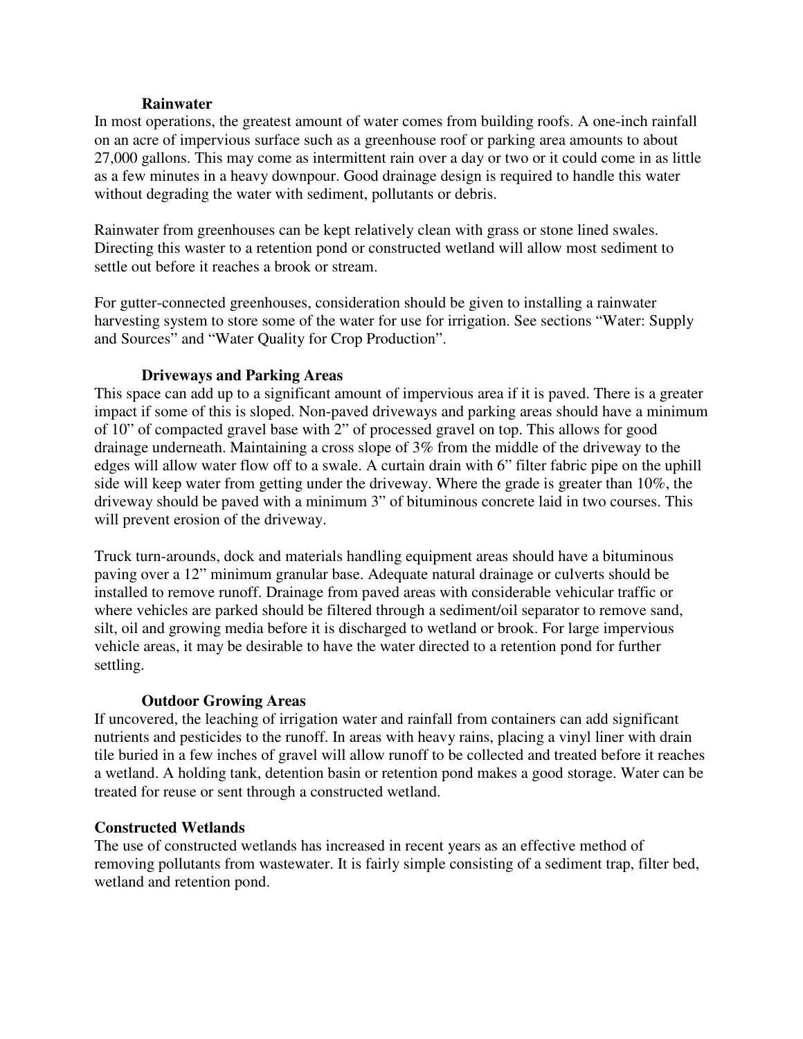### Rainwater

In most operations, the greatest amount of water comes from building roofs. A one-inch rainfall on an acre of impervious surface such as a greenhouse roof or parking area amounts to about 27,000 gallons. This may come as intermittent rain over a day or two or it could come in as little as a few minutes in a heavy downpour. Good drainage design is required to handle this water without degrading the water with sediment, pollutants or debris.

Rainwater from greenhouses can be kept relatively clean with grass or stone lined swales. Directing this waster to a retention pond or constructed wetland will allow most sediment to settle out before it reaches a brook or stream.

For gutter-connected greenhouses, consideration should be given to installing a rainwater harvesting system to store some of the water for use for irrigation. See sections "Water: Supply and Sources" and "Water Quality for Crop Production".

### Driveways and Parking Areas

This space can add up to a significant amount of impervious area if it is paved. There is a greater impact if some of this is sloped. Non-paved driveways and parking areas should have a minimum of 10" of compacted gravel base with 2" of processed gravel on top. This allows for good drainage underneath. Maintaining a cross slope of 3% from the middle of the driveway to the edges will allow water flow off to a swale. A curtain drain with 6" filter fabric pipe on the uphill side will keep water from getting under the driveway. Where the grade is greater than 10%, the driveway should be paved with a minimum 3" of bituminous concrete laid in two courses. This will prevent erosion of the driveway.

Truck turn-arounds, dock and materials handling equipment areas should have a bituminous paving over a 12" minimum granular base. Adequate natural drainage or culverts should be installed to remove runoff. Drainage from paved areas with considerable vehicular traffic or where vehicles are parked should be filtered through a sediment/oil separator to remove sand, silt, oil and growing media before it is discharged to wetland or brook. For large impervious vehicle areas, it may be desirable to have the water directed to a retention pond for further settling.

### Outdoor Growing Areas

If uncovered, the leaching of irrigation water and rainfall from containers can add significant nutrients and pesticides to the runoff. In areas with heavy rains, placing a vinyl liner with drain tile buried in a few inches of gravel will allow runoff to be collected and treated before it reaches a wetland. A holding tank, detention basin or retention pond makes a good storage. Water can be treated for reuse or sent through a constructed wetland.

## Constructed Wetlands

The use of constructed wetlands has increased in recent years as an effective method of removing pollutants from wastewater. It is fairly simple consisting of a sediment trap, filter bed, wetland and retention pond.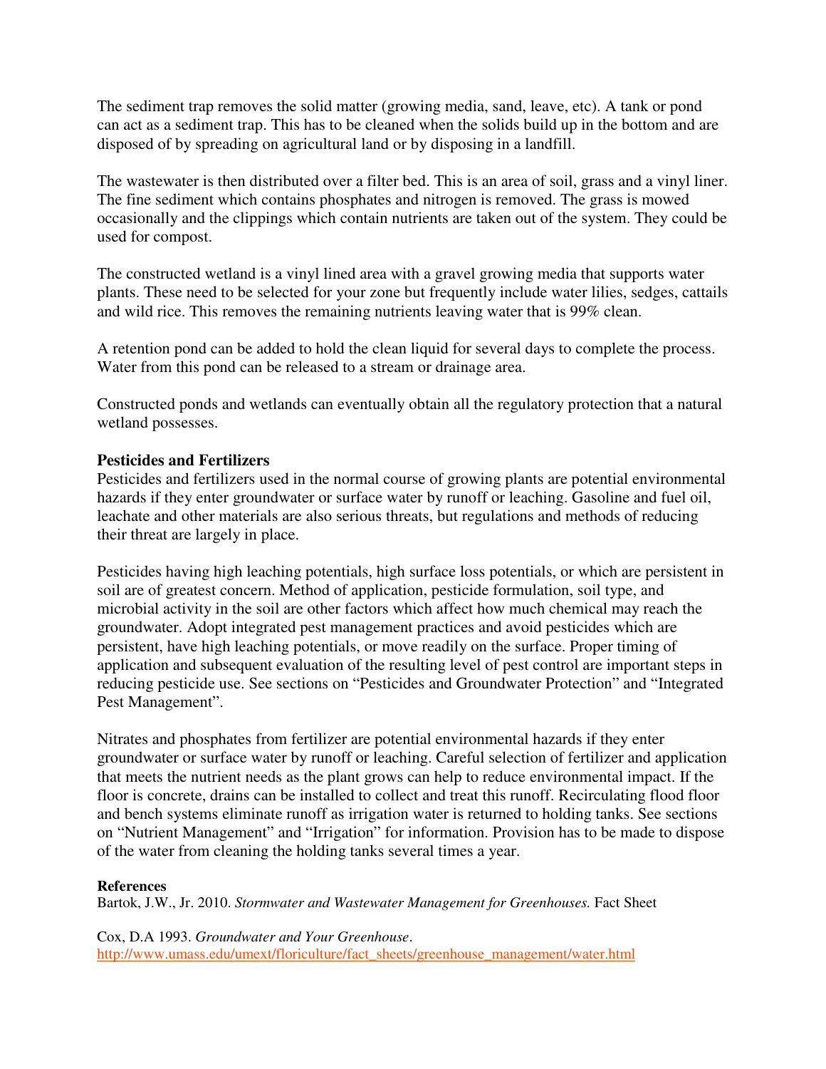The sediment trap removes the solid matter (growing media, sand, leave, etc). A tank or pond can act as a sediment trap. This has to be cleaned when the solids build up in the bottom and are disposed of by spreading on agricultural land or by disposing in a landfill.

The wastewater is then distributed over a filter bed. This is an area of soil, grass and a vinyl liner. The fine sediment which contains phosphates and nitrogen is removed. The grass is mowed occasionally and the clippings which contain nutrients are taken out of the system. They could be used for compost.

The constructed wetland is a vinyl lined area with a gravel growing media that supports water plants. These need to be selected for your zone but frequently include water lilies, sedges, cattails and wild rice. This removes the remaining nutrients leaving water that is 99% clean.

A retention pond can be added to hold the clean liquid for several days to complete the process. Water from this pond can be released to a stream or drainage area.

Constructed ponds and wetlands can eventually obtain all the regulatory protection that a natural wetland possesses.

**Pesticides and Fertilizers**

Pesticides and fertilizers used in the normal course of growing plants are potential environmental hazards if they enter groundwater or surface water by runoff or leaching. Gasoline and fuel oil, leachate and other materials are also serious threats, but regulations and methods of reducing their threat are largely in place.

Pesticides having high leaching potentials, high surface loss potentials, or which are persistent in soil are of greatest concern. Method of application, pesticide formulation, soil type, and microbial activity in the soil are other factors which affect how much chemical may reach the groundwater. Adopt integrated pest management practices and avoid pesticides which are persistent, have high leaching potentials, or move readily on the surface. Proper timing of application and subsequent evaluation of the resulting level of pest control are important steps in reducing pesticide use. See sections on "Pesticides and Groundwater Protection" and "Integrated Pest Management".

Nitrates and phosphates from fertilizer are potential environmental hazards if they enter groundwater or surface water by runoff or leaching. Careful selection of fertilizer and application that meets the nutrient needs as the plant grows can help to reduce environmental impact. If the floor is concrete, drains can be installed to collect and treat this runoff. Recirculating flood floor and bench systems eliminate runoff as irrigation water is returned to holding tanks. See sections on "Nutrient Management" and "Irrigation" for information. Provision has to be made to dispose of the water from cleaning the holding tanks several times a year.

**References**

Bartok, J.W., Jr. 2010. *Stormwater and Wastewater Management for Greenhouses.* Fact Sheet

Cox, D.A 1993. *Groundwater and Your Greenhouse*.
http://www.umass.edu/umext/floriculture/fact_sheets/greenhouse_management/water.html